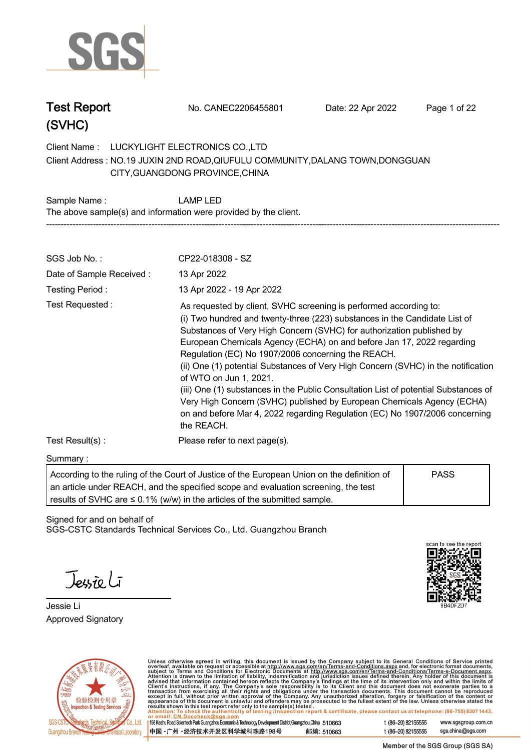# Test Report (SVHC)

No. CANEC2206455801 Date: 22 Apr 2022

Client Name : LUCKYLIGHT ELECTRONICS CO.,LTD

Client Address : NO.19 JUXIN 2ND ROAD,QIUFULU COMMUNITY,DALANG TOWN,DONGGUAN CITY,GUANGDONG PROVINCE,CHINA

Sample Name : LAMP LED

The above sample(s) and information were provided by the client.

---

SGS Job No. : CP22-018308 - SZ

Date of Sample Received : 13 Apr 2022

Testing Period : 13 Apr 2022 - 19 Apr 2022

Test Requested : As requested by client, SVHC screening is performed according to:
(i) Two hundred and twenty-three (223) substances in the Candidate List of Substances of Very High Concern (SVHC) for authorization published by European Chemicals Agency (ECHA) on and before Jan 17, 2022 regarding Regulation (EC) No 1907/2006 concerning the REACH.
(ii) One (1) potential Substances of Very High Concern (SVHC) in the notification of WTO on Jun 1, 2021.
(iii) One (1) substances in the Public Consultation List of potential Substances of Very High Concern (SVHC) published by European Chemicals Agency (ECHA) on and before Mar 4, 2022 regarding Regulation (EC) No 1907/2006 concerning the REACH.

Test Result(s) : Please refer to next page(s).

Summary :

| According to the ruling of the Court of Justice of the European Union on the definition of an article under REACH, and the specified scope and evaluation screening, the test results of SVHC are ≤ 0.1% (w/w) in the articles of the submitted sample. | PASS |
|---|---|

Signed for and on behalf of
SGS-CSTC Standards Technical Services Co., Ltd. Guangzhou Branch

Jessie Li
Approved Signatory

scan to see the report
9B4DF2D7

Unless otherwise agreed in writing, this document is issued by the Company subject to its General Conditions of Service printed overleaf, available on request or accessible at http://www.sgs.com/en/Terms-and-Conditions.aspx and, for electronic format documents, subject to Terms and Conditions for Electronic Documents at http://www.sgs.com/en/Terms-and-Conditions/Terms-e-Document.aspx. Attention is drawn to the limitation of liability, indemnification and jurisdiction issues defined therein. Any holder of this document is advised that information contained hereon reflects the Company's findings at the time of its intervention only and within the limits of Client's instructions, if any. The Company's sole responsibility is to its Client and this document does not exonerate parties to a transaction from exercising all their rights and obligations under the transaction documents. This document cannot be reproduced except in full, without prior written approval of the Company. Any unauthorized alteration, forgery or falsification of the content or appearance of this document is unlawful and offenders may be prosecuted to the fullest extent of the law. Unless otherwise stated the results shown in this test report refer only to the sample(s) tested.

Attention: To check the authenticity of testing /inspection report & certificate, please contact us at telephone: (86-755) 8307 1443, or email: CN.Doccheck@sgs.com

198 Kezhu Road,Scientech Park Guangzhou Economic & Technology Development District,Guangzhou,China 510663 t (86–20) 82155555 www.sgsgroup.com.cn

中国 ·广州 ·经济技术开发区科学城科珠路198号 邮编: 510663 t (86–20) 82155555 sgs.china@sgs.com

Member of the SGS Group (SGS SA)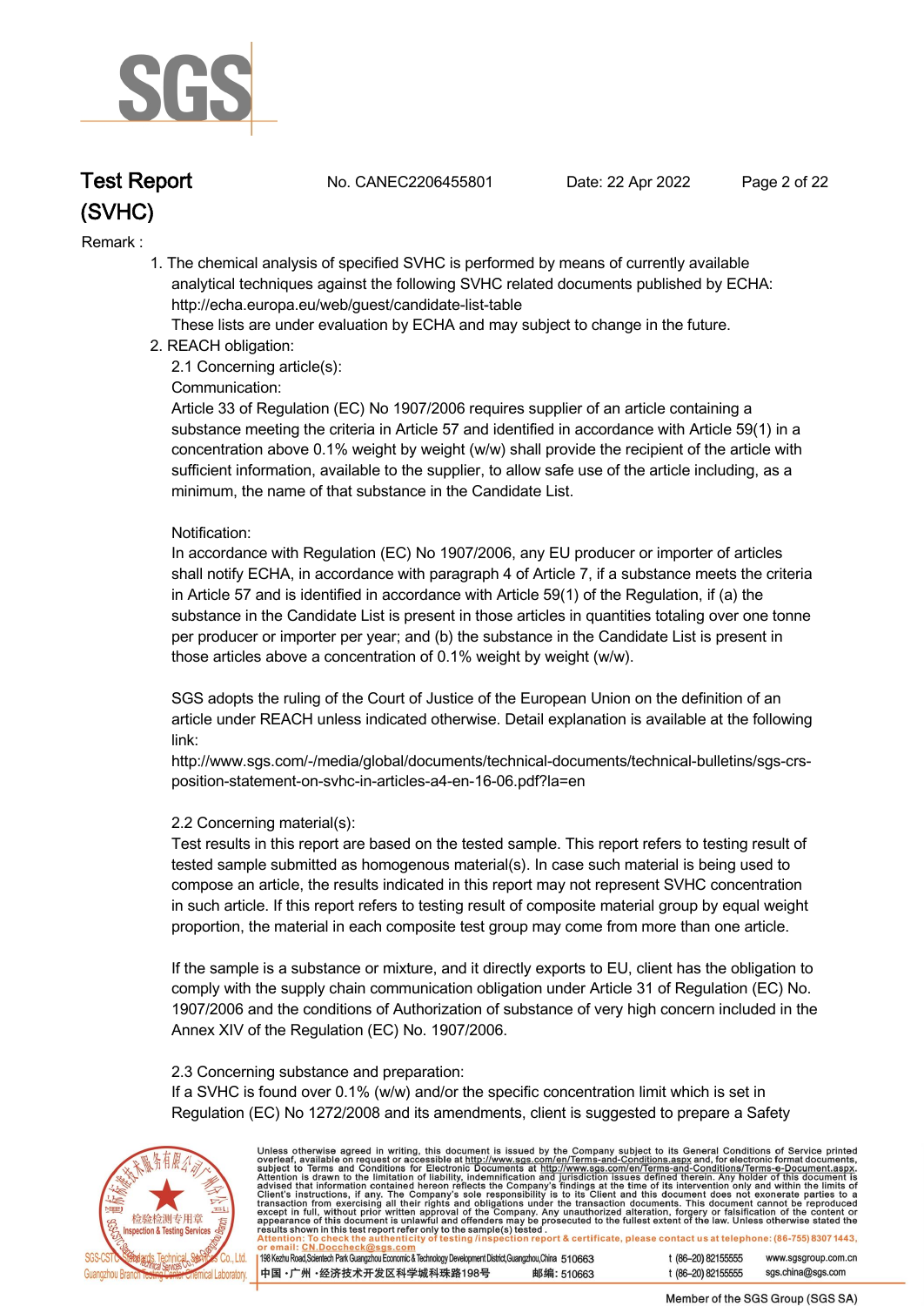Remark :

1. The chemical analysis of specified SVHC is performed by means of currently available analytical techniques against the following SVHC related documents published by ECHA: http://echa.europa.eu/web/guest/candidate-list-table
   These lists are under evaluation by ECHA and may subject to change in the future.
2. REACH obligation:

   2.1 Concerning article(s):

   Communication:

   Article 33 of Regulation (EC) No 1907/2006 requires supplier of an article containing a substance meeting the criteria in Article 57 and identified in accordance with Article 59(1) in a concentration above 0.1% weight by weight (w/w) shall provide the recipient of the article with sufficient information, available to the supplier, to allow safe use of the article including, as a minimum, the name of that substance in the Candidate List.

   Notification:

   In accordance with Regulation (EC) No 1907/2006, any EU producer or importer of articles shall notify ECHA, in accordance with paragraph 4 of Article 7, if a substance meets the criteria in Article 57 and is identified in accordance with Article 59(1) of the Regulation, if (a) the substance in the Candidate List is present in those articles in quantities totaling over one tonne per producer or importer per year; and (b) the substance in the Candidate List is present in those articles above a concentration of 0.1% weight by weight (w/w).

   SGS adopts the ruling of the Court of Justice of the European Union on the definition of an article under REACH unless indicated otherwise. Detail explanation is available at the following link:

   http://www.sgs.com/-/media/global/documents/technical-documents/technical-bulletins/sgs-crs-position-statement-on-svhc-in-articles-a4-en-16-06.pdf?la=en

   2.2 Concerning material(s):

   Test results in this report are based on the tested sample. This report refers to testing result of tested sample submitted as homogenous material(s). In case such material is being used to compose an article, the results indicated in this report may not represent SVHC concentration in such article. If this report refers to testing result of composite material group by equal weight proportion, the material in each composite test group may come from more than one article.

   If the sample is a substance or mixture, and it directly exports to EU, client has the obligation to comply with the supply chain communication obligation under Article 31 of Regulation (EC) No. 1907/2006 and the conditions of Authorization of substance of very high concern included in the Annex XIV of the Regulation (EC) No. 1907/2006.

   2.3 Concerning substance and preparation:

   If a SVHC is found over 0.1% (w/w) and/or the specific concentration limit which is set in Regulation (EC) No 1272/2008 and its amendments, client is suggested to prepare a Safety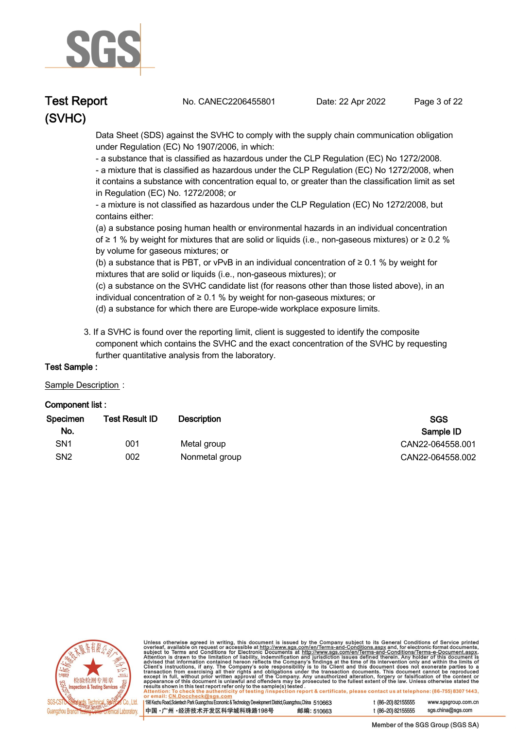Data Sheet (SDS) against the SVHC to comply with the supply chain communication obligation under Regulation (EC) No 1907/2006, in which:

- a substance that is classified as hazardous under the CLP Regulation (EC) No 1272/2008.
- a mixture that is classified as hazardous under the CLP Regulation (EC) No 1272/2008, when it contains a substance with concentration equal to, or greater than the classification limit as set in Regulation (EC) No. 1272/2008; or
- a mixture is not classified as hazardous under the CLP Regulation (EC) No 1272/2008, but contains either:

(a) a substance posing human health or environmental hazards in an individual concentration of ≥ 1 % by weight for mixtures that are solid or liquids (i.e., non-gaseous mixtures) or ≥ 0.2 % by volume for gaseous mixtures; or

(b) a substance that is PBT, or vPvB in an individual concentration of ≥ 0.1 % by weight for mixtures that are solid or liquids (i.e., non-gaseous mixtures); or

(c) a substance on the SVHC candidate list (for reasons other than those listed above), in an individual concentration of ≥ 0.1 % by weight for non-gaseous mixtures; or

(d) a substance for which there are Europe-wide workplace exposure limits.

3. If a SVHC is found over the reporting limit, client is suggested to identify the composite component which contains the SVHC and the exact concentration of the SVHC by requesting further quantitative analysis from the laboratory.

**Test Sample :**

Sample Description :

**Component list :**

| Specimen No. | Test Result ID | Description | SGS Sample ID |
|---|---|---|---|
| SN1 | 001 | Metal group | CAN22-064558.001 |
| SN2 | 002 | Nonmetal group | CAN22-064558.002 |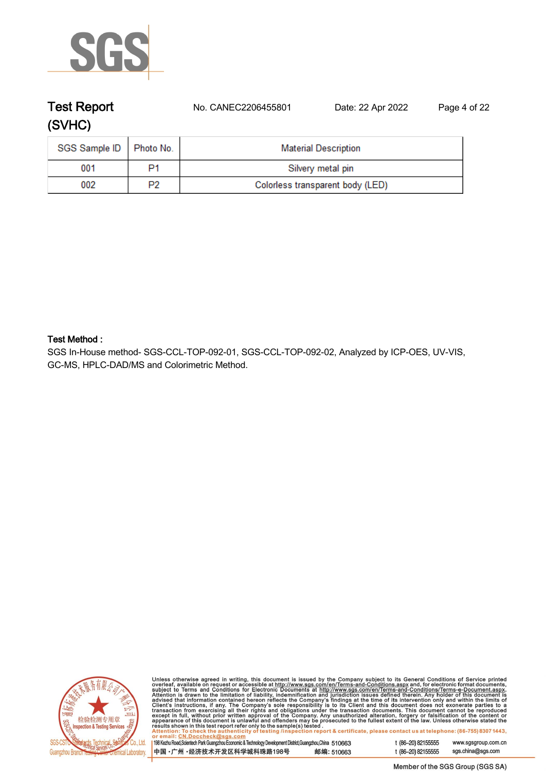## Test Report (SVHC)

No. CANEC2206455801    Date: 22 Apr 2022

| SGS Sample ID | Photo No. | Material Description |
|---|---|---|
| 001 | P1 | Silvery metal pin |
| 002 | P2 | Colorless transparent body (LED) |

**Test Method :**

SGS In-House method- SGS-CCL-TOP-092-01, SGS-CCL-TOP-092-02, Analyzed by ICP-OES, UV-VIS, GC-MS, HPLC-DAD/MS and Colorimetric Method.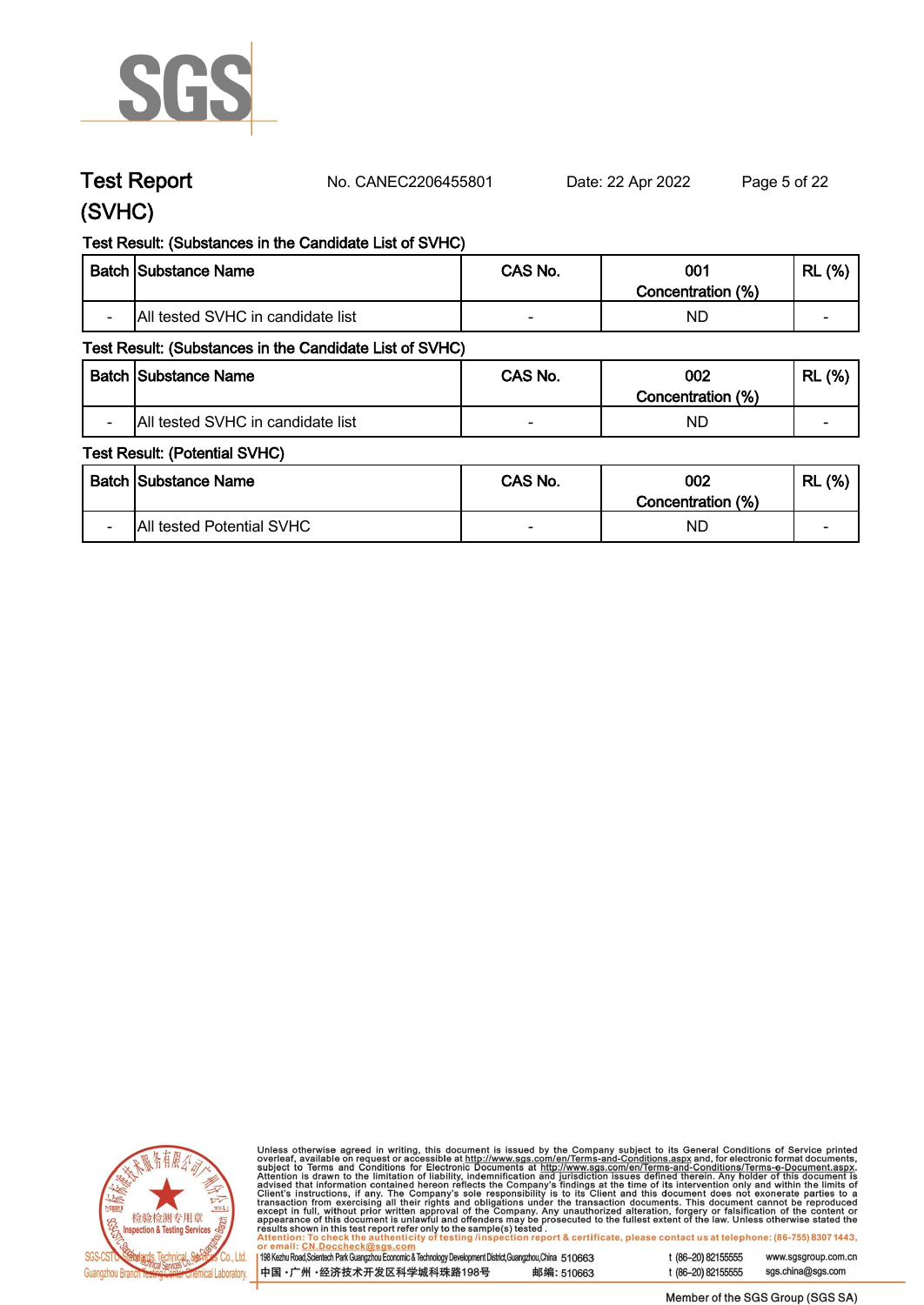Test Report (SVHC) No. CANEC2206455801 Date: 22 Apr 2022

Test Result: (Substances in the Candidate List of SVHC)

| Batch | Substance Name | CAS No. | 001 Concentration (%) | RL (%) |
|---|---|---|---|---|
| - | All tested SVHC in candidate list | - | ND | - |

Test Result: (Substances in the Candidate List of SVHC)

| Batch | Substance Name | CAS No. | 002 Concentration (%) | RL (%) |
|---|---|---|---|---|
| - | All tested SVHC in candidate list | - | ND | - |

Test Result: (Potential SVHC)

| Batch | Substance Name | CAS No. | 002 Concentration (%) | RL (%) |
|---|---|---|---|---|
| - | All tested Potential SVHC | - | ND | - |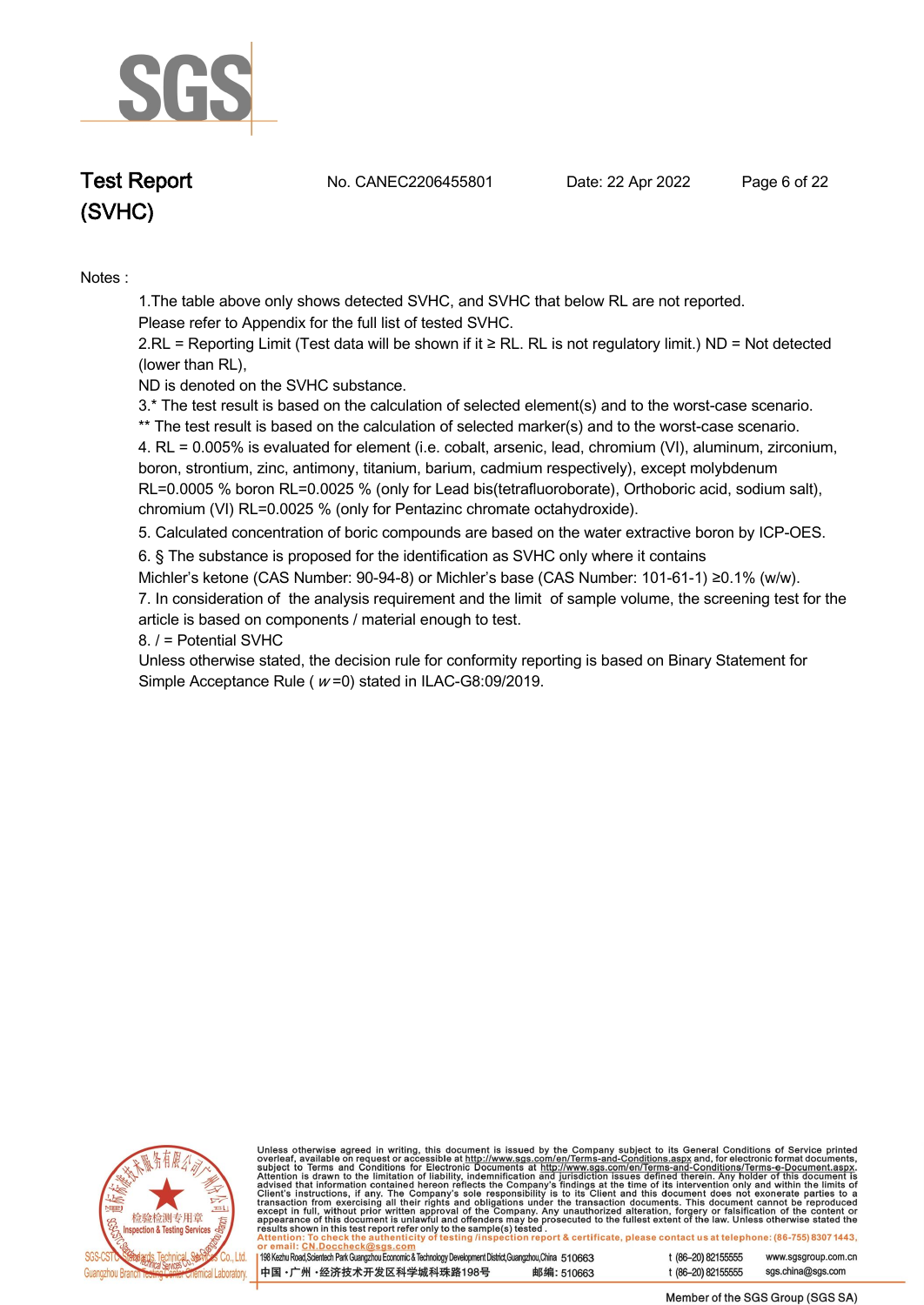Notes :

1.The table above only shows detected SVHC, and SVHC that below RL are not reported.
Please refer to Appendix for the full list of tested SVHC.
2.RL = Reporting Limit (Test data will be shown if it ≥ RL. RL is not regulatory limit.) ND = Not detected (lower than RL),
ND is denoted on the SVHC substance.
3.* The test result is based on the calculation of selected element(s) and to the worst-case scenario.
** The test result is based on the calculation of selected marker(s) and to the worst-case scenario.
4. RL = 0.005% is evaluated for element (i.e. cobalt, arsenic, lead, chromium (VI), aluminum, zirconium, boron, strontium, zinc, antimony, titanium, barium, cadmium respectively), except molybdenum RL=0.0005 % boron RL=0.0025 % (only for Lead bis(tetrafluoroborate), Orthoboric acid, sodium salt), chromium (VI) RL=0.0025 % (only for Pentazinc chromate octahydroxide).
5. Calculated concentration of boric compounds are based on the water extractive boron by ICP-OES.
6. § The substance is proposed for the identification as SVHC only where it contains
Michler's ketone (CAS Number: 90-94-8) or Michler's base (CAS Number: 101-61-1) ≥0.1% (w/w).
7. In consideration of the analysis requirement and the limit of sample volume, the screening test for the article is based on components / material enough to test.
8. / = Potential SVHC
Unless otherwise stated, the decision rule for conformity reporting is based on Binary Statement for Simple Acceptance Rule ( *w* =0) stated in ILAC-G8:09/2019.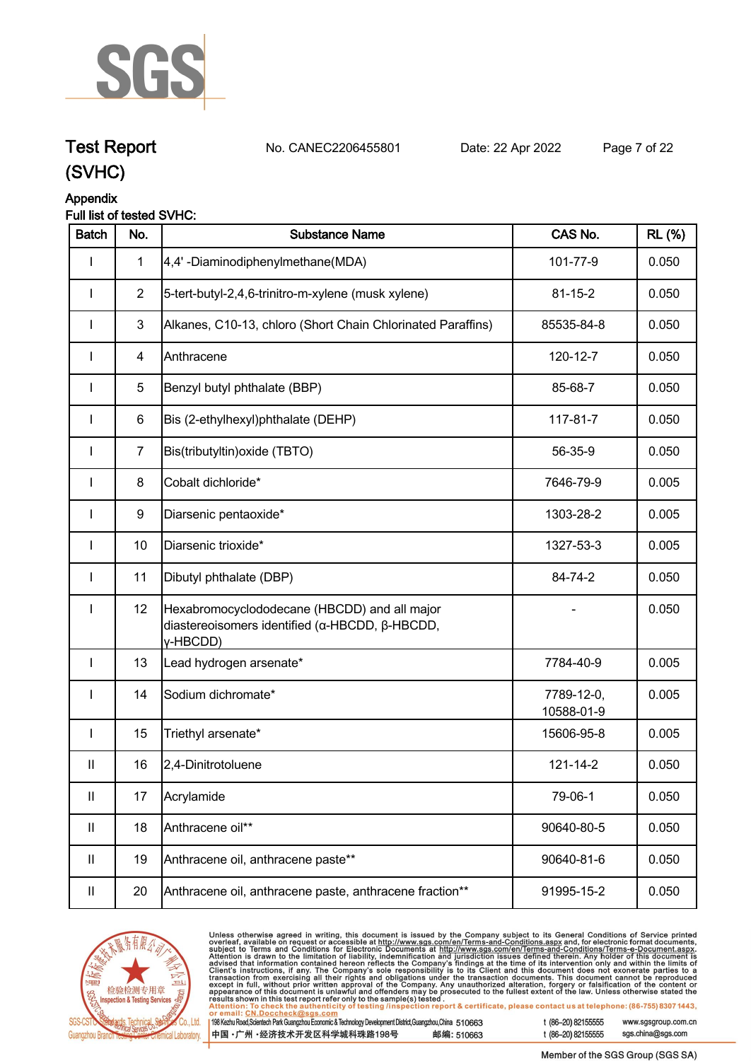# Test Report (SVHC)

No. CANEC2206455801 Date: 22 Apr 2022

## Appendix

**Full list of tested SVHC:**

| Batch | No. | Substance Name | CAS No. | RL (%) |
|---|---|---|---|---|
| I | 1 | 4,4' -Diaminodiphenylmethane(MDA) | 101-77-9 | 0.050 |
| I | 2 | 5-tert-butyl-2,4,6-trinitro-m-xylene (musk xylene) | 81-15-2 | 0.050 |
| I | 3 | Alkanes, C10-13, chloro (Short Chain Chlorinated Paraffins) | 85535-84-8 | 0.050 |
| I | 4 | Anthracene | 120-12-7 | 0.050 |
| I | 5 | Benzyl butyl phthalate (BBP) | 85-68-7 | 0.050 |
| I | 6 | Bis (2-ethylhexyl)phthalate (DEHP) | 117-81-7 | 0.050 |
| I | 7 | Bis(tributyltin)oxide (TBTO) | 56-35-9 | 0.050 |
| I | 8 | Cobalt dichloride* | 7646-79-9 | 0.005 |
| I | 9 | Diarsenic pentaoxide* | 1303-28-2 | 0.005 |
| I | 10 | Diarsenic trioxide* | 1327-53-3 | 0.005 |
| I | 11 | Dibutyl phthalate (DBP) | 84-74-2 | 0.050 |
| I | 12 | Hexabromocyclododecane (HBCDD) and all major diastereoisomers identified (α-HBCDD, β-HBCDD, γ-HBCDD) | - | 0.050 |
| I | 13 | Lead hydrogen arsenate* | 7784-40-9 | 0.005 |
| I | 14 | Sodium dichromate* | 7789-12-0, 10588-01-9 | 0.005 |
| I | 15 | Triethyl arsenate* | 15606-95-8 | 0.005 |
| II | 16 | 2,4-Dinitrotoluene | 121-14-2 | 0.050 |
| II | 17 | Acrylamide | 79-06-1 | 0.050 |
| II | 18 | Anthracene oil** | 90640-80-5 | 0.050 |
| II | 19 | Anthracene oil, anthracene paste** | 90640-81-6 | 0.050 |
| II | 20 | Anthracene oil, anthracene paste, anthracene fraction** | 91995-15-2 | 0.050 |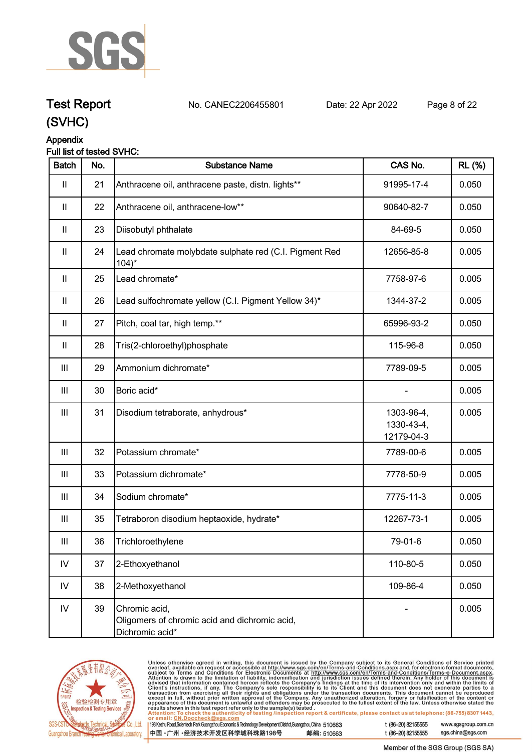# Test Report (SVHC)

No. CANEC2206455801 Date: 22 Apr 2022

## Appendix

Full list of tested SVHC:

| Batch | No. | Substance Name | CAS No. | RL (%) |
|---|---|---|---|---|
| II | 21 | Anthracene oil, anthracene paste, distn. lights** | 91995-17-4 | 0.050 |
| II | 22 | Anthracene oil, anthracene-low** | 90640-82-7 | 0.050 |
| II | 23 | Diisobutyl phthalate | 84-69-5 | 0.050 |
| II | 24 | Lead chromate molybdate sulphate red (C.I. Pigment Red 104)* | 12656-85-8 | 0.005 |
| II | 25 | Lead chromate* | 7758-97-6 | 0.005 |
| II | 26 | Lead sulfochromate yellow (C.I. Pigment Yellow 34)* | 1344-37-2 | 0.005 |
| II | 27 | Pitch, coal tar, high temp.** | 65996-93-2 | 0.050 |
| II | 28 | Tris(2-chloroethyl)phosphate | 115-96-8 | 0.050 |
| III | 29 | Ammonium dichromate* | 7789-09-5 | 0.005 |
| III | 30 | Boric acid* | - | 0.005 |
| III | 31 | Disodium tetraborate, anhydrous* | 1303-96-4, 1330-43-4, 12179-04-3 | 0.005 |
| III | 32 | Potassium chromate* | 7789-00-6 | 0.005 |
| III | 33 | Potassium dichromate* | 7778-50-9 | 0.005 |
| III | 34 | Sodium chromate* | 7775-11-3 | 0.005 |
| III | 35 | Tetraboron disodium heptaoxide, hydrate* | 12267-73-1 | 0.005 |
| III | 36 | Trichloroethylene | 79-01-6 | 0.050 |
| IV | 37 | 2-Ethoxyethanol | 110-80-5 | 0.050 |
| IV | 38 | 2-Methoxyethanol | 109-86-4 | 0.050 |
| IV | 39 | Chromic acid, Oligomers of chromic acid and dichromic acid, Dichromic acid* | - | 0.005 |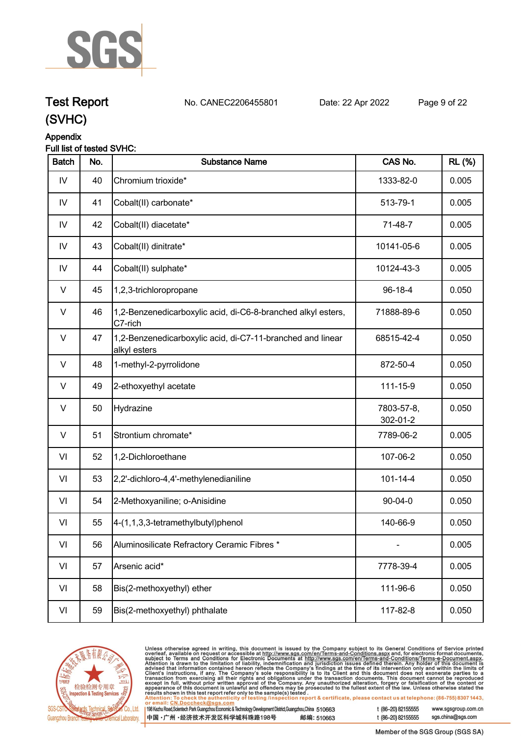# Test Report (SVHC)

No. CANEC2206455801 Date: 22 Apr 2022

## Appendix

Full list of tested SVHC:

| Batch | No. | Substance Name | CAS No. | RL (%) |
|---|---|---|---|---|
| IV | 40 | Chromium trioxide* | 1333-82-0 | 0.005 |
| IV | 41 | Cobalt(II) carbonate* | 513-79-1 | 0.005 |
| IV | 42 | Cobalt(II) diacetate* | 71-48-7 | 0.005 |
| IV | 43 | Cobalt(II) dinitrate* | 10141-05-6 | 0.005 |
| IV | 44 | Cobalt(II) sulphate* | 10124-43-3 | 0.005 |
| V | 45 | 1,2,3-trichloropropane | 96-18-4 | 0.050 |
| V | 46 | 1,2-Benzenedicarboxylic acid, di-C6-8-branched alkyl esters, C7-rich | 71888-89-6 | 0.050 |
| V | 47 | 1,2-Benzenedicarboxylic acid, di-C7-11-branched and linear alkyl esters | 68515-42-4 | 0.050 |
| V | 48 | 1-methyl-2-pyrrolidone | 872-50-4 | 0.050 |
| V | 49 | 2-ethoxyethyl acetate | 111-15-9 | 0.050 |
| V | 50 | Hydrazine | 7803-57-8, 302-01-2 | 0.050 |
| V | 51 | Strontium chromate* | 7789-06-2 | 0.005 |
| VI | 52 | 1,2-Dichloroethane | 107-06-2 | 0.050 |
| VI | 53 | 2,2'-dichloro-4,4'-methylenedianiline | 101-14-4 | 0.050 |
| VI | 54 | 2-Methoxyaniline; o-Anisidine | 90-04-0 | 0.050 |
| VI | 55 | 4-(1,1,3,3-tetramethylbutyl)phenol | 140-66-9 | 0.050 |
| VI | 56 | Aluminosilicate Refractory Ceramic Fibres * | - | 0.005 |
| VI | 57 | Arsenic acid* | 7778-39-4 | 0.005 |
| VI | 58 | Bis(2-methoxyethyl) ether | 111-96-6 | 0.050 |
| VI | 59 | Bis(2-methoxyethyl) phthalate | 117-82-8 | 0.050 |

Unless otherwise agreed in writing, this document is issued by the Company subject to its General Conditions of Service printed overleaf, available on request or accessible at http://www.sgs.com/en/Terms-and-Conditions.aspx and, for electronic format documents, subject to Terms and Conditions for Electronic Documents at http://www.sgs.com/en/Terms-and-Conditions/Terms-e-Document.aspx. Attention is drawn to the limitation of liability, indemnification and jurisdiction issues defined therein. Any holder of this document is advised that information contained hereon reflects the Company's findings at the time of its intervention only and within the limits of Client's instructions, if any. The Company's sole responsibility is to its Client and this document does not exonerate parties to a transaction from exercising all their rights and obligations under the transaction documents. This document cannot be reproduced except in full, without prior written approval of the Company. Any unauthorized alteration, forgery or falsification of the content or appearance of this document is unlawful and offenders may be prosecuted to the fullest extent of the law. Unless otherwise stated the results shown in this test report refer only to the sample(s) tested.

Attention: To check the authenticity of testing /inspection report & certificate, please contact us at telephone: (86-755) 8307 1443, or email: CN.Doccheck@sgs.com

198 Kezhu Road,Scientech Park Guangzhou Economic & Technology Development District,Guangzhou,China 510663 t (86–20) 82155555 www.sgsgroup.com.cn
中国・广州・经济技术开发区科学城科珠路198号 邮编: 510663 t (86–20) 82155555 sgs.china@sgs.com

Member of the SGS Group (SGS SA)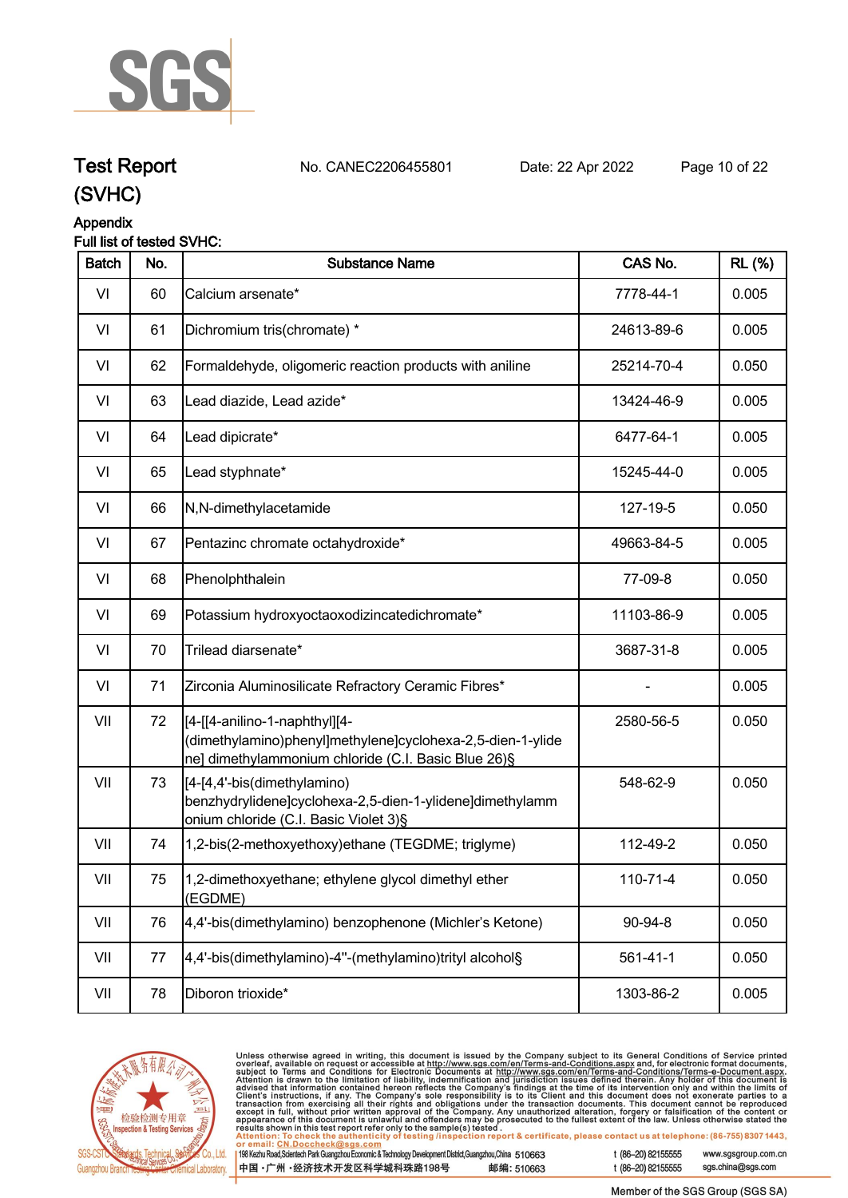# Test Report (SVHC)

No. CANEC2206455801 Date: 22 Apr 2022

## Appendix

Full list of tested SVHC:

| Batch | No. | Substance Name | CAS No. | RL (%) |
|---|---|---|---|---|
| VI | 60 | Calcium arsenate* | 7778-44-1 | 0.005 |
| VI | 61 | Dichromium tris(chromate) * | 24613-89-6 | 0.005 |
| VI | 62 | Formaldehyde, oligomeric reaction products with aniline | 25214-70-4 | 0.050 |
| VI | 63 | Lead diazide, Lead azide* | 13424-46-9 | 0.005 |
| VI | 64 | Lead dipicrate* | 6477-64-1 | 0.005 |
| VI | 65 | Lead styphnate* | 15245-44-0 | 0.005 |
| VI | 66 | N,N-dimethylacetamide | 127-19-5 | 0.050 |
| VI | 67 | Pentazinc chromate octahydroxide* | 49663-84-5 | 0.005 |
| VI | 68 | Phenolphthalein | 77-09-8 | 0.050 |
| VI | 69 | Potassium hydroxyoctaoxodizincatedichromate* | 11103-86-9 | 0.005 |
| VI | 70 | Trilead diarsenate* | 3687-31-8 | 0.005 |
| VI | 71 | Zirconia Aluminosilicate Refractory Ceramic Fibres* | - | 0.005 |
| VII | 72 | [4-[[4-anilino-1-naphthyl][4-(dimethylamino)phenyl]methylene]cyclohexa-2,5-dien-1-ylidene] dimethylammonium chloride (C.I. Basic Blue 26)§ | 2580-56-5 | 0.050 |
| VII | 73 | [4-[4,4'-bis(dimethylamino) benzhydrylidene]cyclohexa-2,5-dien-1-ylidene]dimethylammonium chloride (C.I. Basic Violet 3)§ | 548-62-9 | 0.050 |
| VII | 74 | 1,2-bis(2-methoxyethoxy)ethane (TEGDME; triglyme) | 112-49-2 | 0.050 |
| VII | 75 | 1,2-dimethoxyethane; ethylene glycol dimethyl ether (EGDME) | 110-71-4 | 0.050 |
| VII | 76 | 4,4'-bis(dimethylamino) benzophenone (Michler's Ketone) | 90-94-8 | 0.050 |
| VII | 77 | 4,4'-bis(dimethylamino)-4''-(methylamino)trityl alcohol§ | 561-41-1 | 0.050 |
| VII | 78 | Diboron trioxide* | 1303-86-2 | 0.005 |

Unless otherwise agreed in writing, this document is issued by the Company subject to its General Conditions of Service printed overleaf, available on request or accessible at http://www.sgs.com/en/Terms-and-Conditions.aspx and, for electronic format documents, subject to Terms and Conditions for Electronic Documents at http://www.sgs.com/en/Terms-and-Conditions/Terms-e-Document.aspx. Attention is drawn to the limitation of liability, indemnification and jurisdiction issues defined therein. Any holder of this document is advised that information contained hereon reflects the Company's findings at the time of its intervention only and within the limits of Client's instructions, if any. The Company's sole responsibility is to its Client and this document does not exonerate parties to a transaction from exercising all their rights and obligations under the transaction documents. This document cannot be reproduced except in full, without prior written approval of the Company. Any unauthorized alteration, forgery or falsification of the content or appearance of this document is unlawful and offenders may be prosecuted to the fullest extent of the law. Unless otherwise stated the results shown in this test report refer only to the sample(s) tested.

Attention: To check the authenticity of testing /inspection report & certificate, please contact us at telephone: (86-755) 8307 1443, or email: CN.Doccheck@sgs.com

198 Kezhu Road,Scientech Park Guangzhou Economic & Technology Development District,Guangzhou,China 510663 t (86-20) 82155555 www.sgsgroup.com.cn

中国・广州・经济技术开发区科学城科珠路198号 邮编: 510663 t (86-20) 82155555 sgs.china@sgs.com

Member of the SGS Group (SGS SA)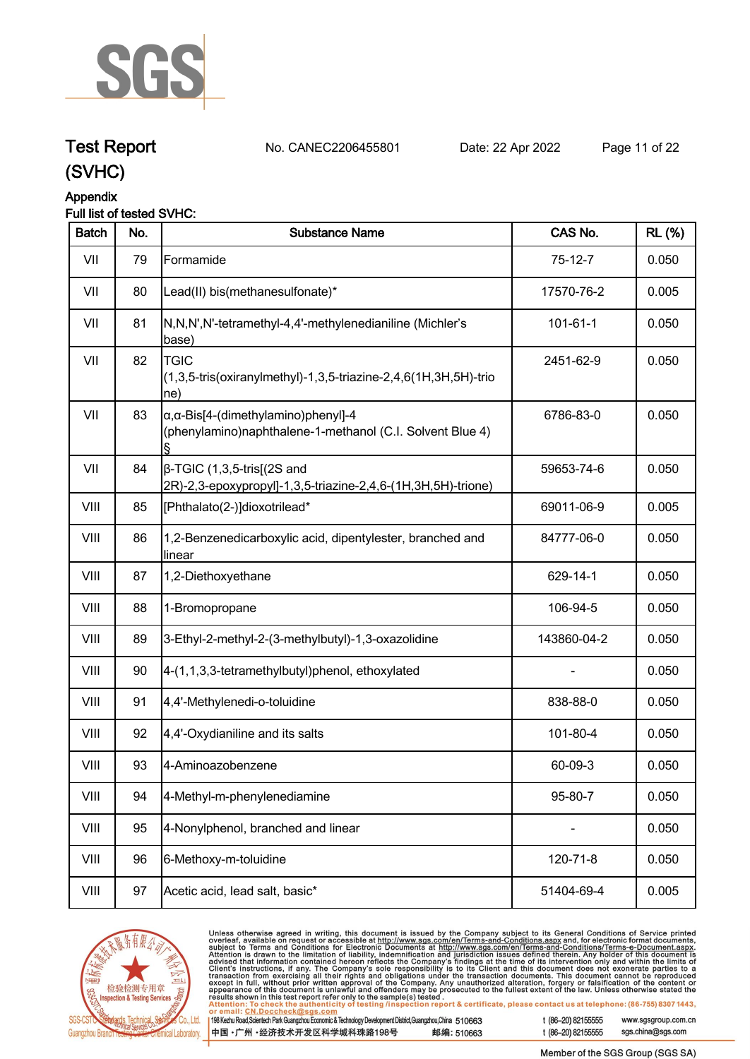Test Report (SVHC) No. CANEC2206455801 Date: 22 Apr 2022

Appendix

Full list of tested SVHC:

| Batch | No. | Substance Name | CAS No. | RL (%) |
|---|---|---|---|---|
| VII | 79 | Formamide | 75-12-7 | 0.050 |
| VII | 80 | Lead(II) bis(methanesulfonate)* | 17570-76-2 | 0.005 |
| VII | 81 | N,N,N',N'-tetramethyl-4,4'-methylenedianiline (Michler's base) | 101-61-1 | 0.050 |
| VII | 82 | TGIC (1,3,5-tris(oxiranylmethyl)-1,3,5-triazine-2,4,6(1H,3H,5H)-trione) | 2451-62-9 | 0.050 |
| VII | 83 | α,α-Bis[4-(dimethylamino)phenyl]-4 (phenylamino)naphthalene-1-methanol (C.I. Solvent Blue 4) § | 6786-83-0 | 0.050 |
| VII | 84 | β-TGIC (1,3,5-tris[(2S and 2R)-2,3-epoxypropyl]-1,3,5-triazine-2,4,6-(1H,3H,5H)-trione) | 59653-74-6 | 0.050 |
| VIII | 85 | [Phthalato(2-)]dioxotrilead* | 69011-06-9 | 0.005 |
| VIII | 86 | 1,2-Benzenedicarboxylic acid, dipentylester, branched and linear | 84777-06-0 | 0.050 |
| VIII | 87 | 1,2-Diethoxyethane | 629-14-1 | 0.050 |
| VIII | 88 | 1-Bromopropane | 106-94-5 | 0.050 |
| VIII | 89 | 3-Ethyl-2-methyl-2-(3-methylbutyl)-1,3-oxazolidine | 143860-04-2 | 0.050 |
| VIII | 90 | 4-(1,1,3,3-tetramethylbutyl)phenol, ethoxylated | - | 0.050 |
| VIII | 91 | 4,4'-Methylenedi-o-toluidine | 838-88-0 | 0.050 |
| VIII | 92 | 4,4'-Oxydianiline and its salts | 101-80-4 | 0.050 |
| VIII | 93 | 4-Aminoazobenzene | 60-09-3 | 0.050 |
| VIII | 94 | 4-Methyl-m-phenylenediamine | 95-80-7 | 0.050 |
| VIII | 95 | 4-Nonylphenol, branched and linear | - | 0.050 |
| VIII | 96 | 6-Methoxy-m-toluidine | 120-71-8 | 0.050 |
| VIII | 97 | Acetic acid, lead salt, basic* | 51404-69-4 | 0.005 |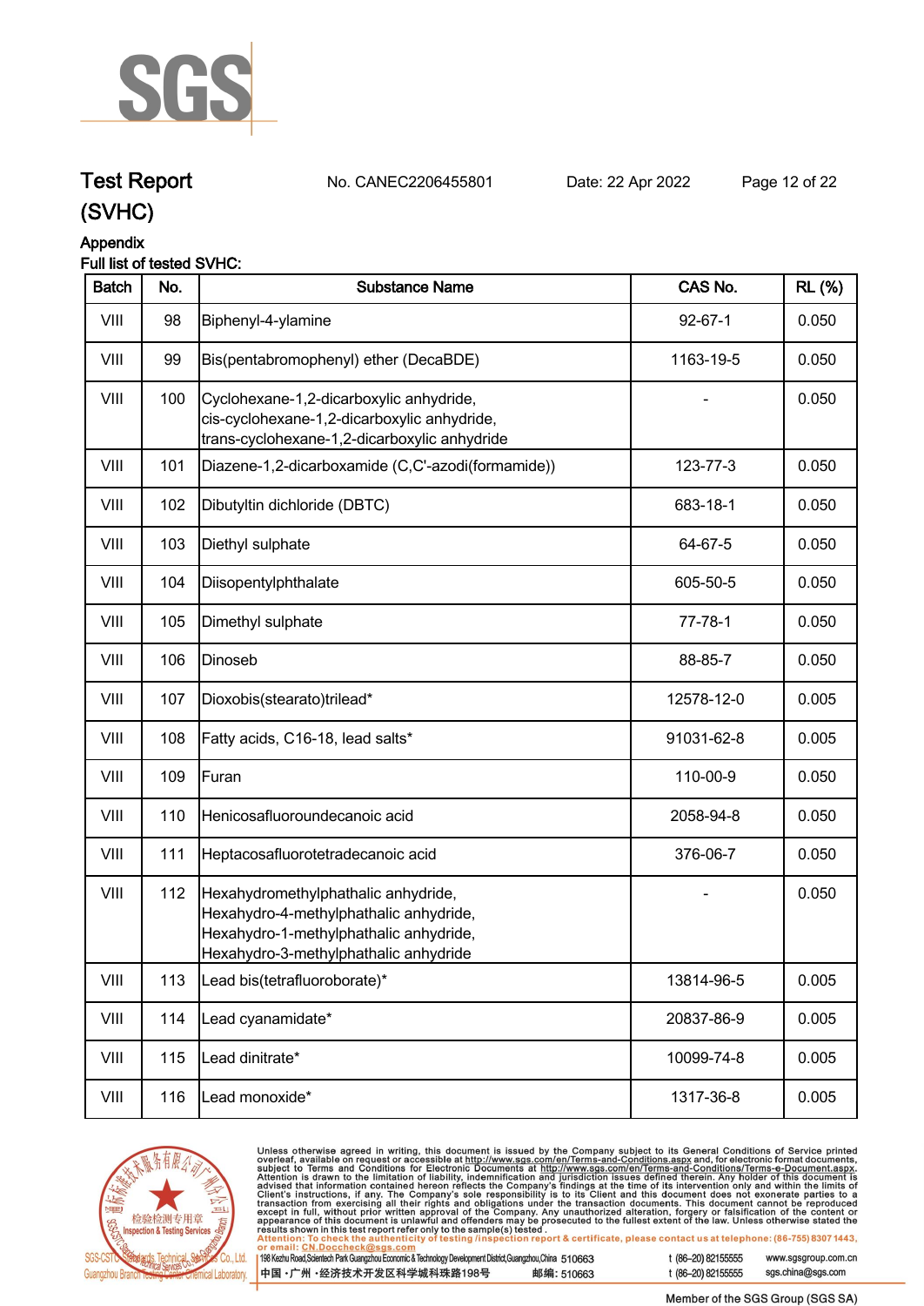# Test Report (SVHC)

No. CANEC2206455801 Date: 22 Apr 2022

## Appendix

Full list of tested SVHC:

| Batch | No. | Substance Name | CAS No. | RL (%) |
|---|---|---|---|---|
| VIII | 98 | Biphenyl-4-ylamine | 92-67-1 | 0.050 |
| VIII | 99 | Bis(pentabromophenyl) ether (DecaBDE) | 1163-19-5 | 0.050 |
| VIII | 100 | Cyclohexane-1,2-dicarboxylic anhydride, cis-cyclohexane-1,2-dicarboxylic anhydride, trans-cyclohexane-1,2-dicarboxylic anhydride | - | 0.050 |
| VIII | 101 | Diazene-1,2-dicarboxamide (C,C'-azodi(formamide)) | 123-77-3 | 0.050 |
| VIII | 102 | Dibutyltin dichloride (DBTC) | 683-18-1 | 0.050 |
| VIII | 103 | Diethyl sulphate | 64-67-5 | 0.050 |
| VIII | 104 | Diisopentylphthalate | 605-50-5 | 0.050 |
| VIII | 105 | Dimethyl sulphate | 77-78-1 | 0.050 |
| VIII | 106 | Dinoseb | 88-85-7 | 0.050 |
| VIII | 107 | Dioxobis(stearato)trilead* | 12578-12-0 | 0.005 |
| VIII | 108 | Fatty acids, C16-18, lead salts* | 91031-62-8 | 0.005 |
| VIII | 109 | Furan | 110-00-9 | 0.050 |
| VIII | 110 | Henicosafluoroundecanoic acid | 2058-94-8 | 0.050 |
| VIII | 111 | Heptacosafluorotetradecanoic acid | 376-06-7 | 0.050 |
| VIII | 112 | Hexahydromethylphathalic anhydride, Hexahydro-4-methylphathalic anhydride, Hexahydro-1-methylphathalic anhydride, Hexahydro-3-methylphathalic anhydride | - | 0.050 |
| VIII | 113 | Lead bis(tetrafluoroborate)* | 13814-96-5 | 0.005 |
| VIII | 114 | Lead cyanamidate* | 20837-86-9 | 0.005 |
| VIII | 115 | Lead dinitrate* | 10099-74-8 | 0.005 |
| VIII | 116 | Lead monoxide* | 1317-36-8 | 0.005 |

Unless otherwise agreed in writing, this document is issued by the Company subject to its General Conditions of Service printed overleaf, available on request or accessible at http://www.sgs.com/en/Terms-and-Conditions.aspx and, for electronic format documents, subject to Terms and Conditions for Electronic Documents at http://www.sgs.com/en/Terms-and-Conditions/Terms-e-Document.aspx. Attention is drawn to the limitation of liability, indemnification and jurisdiction issues defined therein. Any holder of this document is advised that information contained hereon reflects the Company's findings at the time of its intervention only and within the limits of Client's instructions, if any. The Company's sole responsibility is to its Client and this document does not exonerate parties to a transaction from exercising all their rights and obligations under the transaction documents. This document cannot be reproduced except in full, without prior written approval of the Company. Any unauthorized alteration, forgery or falsification of the content or appearance of this document is unlawful and offenders may be prosecuted to the fullest extent of the law. Unless otherwise stated the results shown in this test report refer only to the sample(s) tested.

Attention: To check the authenticity of testing /inspection report & certificate, please contact us at telephone: (86-755) 8307 1443, or email: CN.Doccheck@sgs.com

198 Kezhu Road,Scientech Park Guangzhou Economic & Technology Development District,Guangzhou,China 510663 t (86–20) 82155555 www.sgsgroup.com.cn

中国・广州・经济技术开发区科学城科珠路198号 邮编: 510663 t (86–20) 82155555 sgs.china@sgs.com

Member of the SGS Group (SGS SA)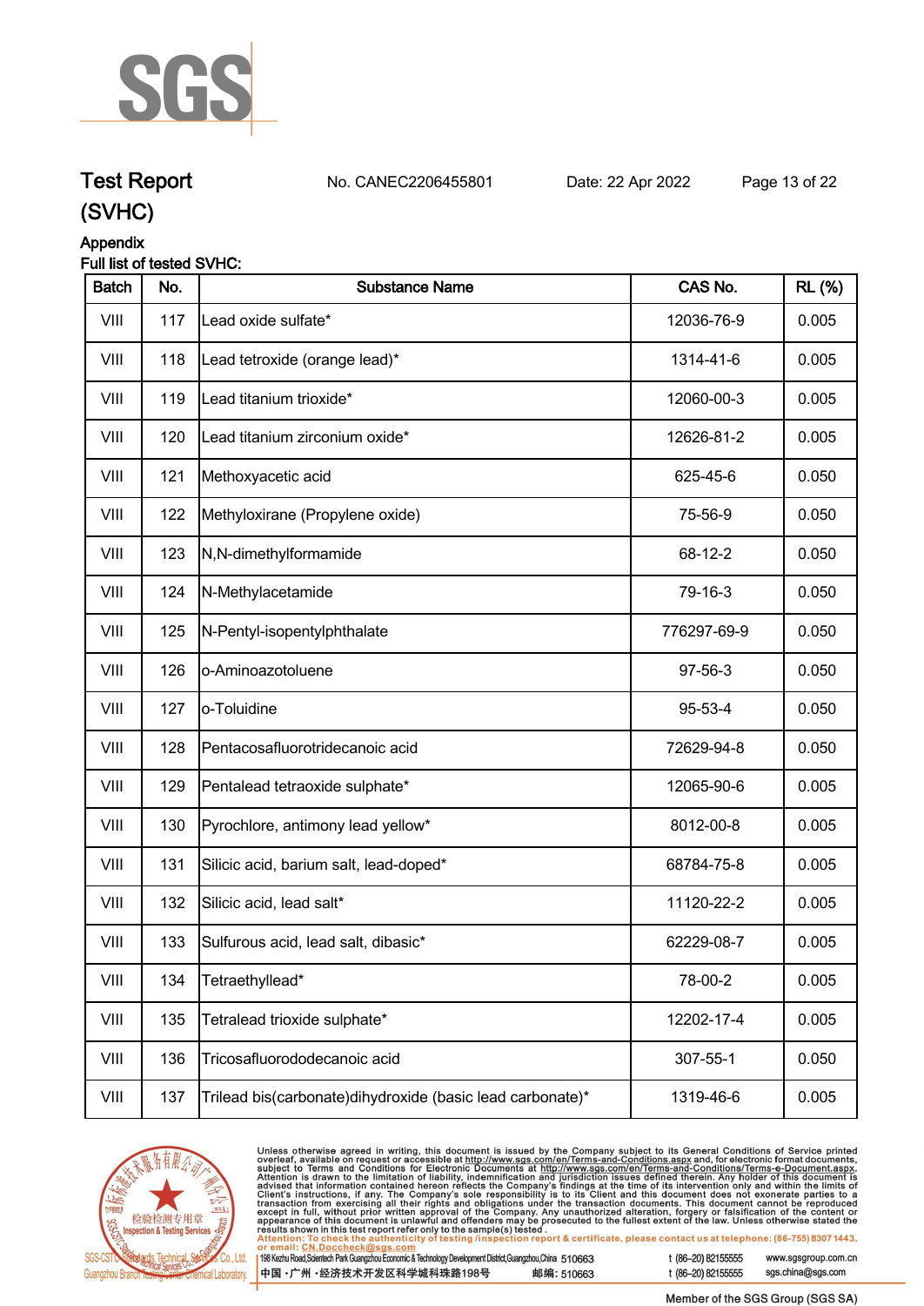Test Report (SVHC)    No. CANEC2206455801    Date: 22 Apr 2022

Appendix

Full list of tested SVHC:

| Batch | No. | Substance Name | CAS No. | RL (%) |
|---|---|---|---|---|
| VIII | 117 | Lead oxide sulfate* | 12036-76-9 | 0.005 |
| VIII | 118 | Lead tetroxide (orange lead)* | 1314-41-6 | 0.005 |
| VIII | 119 | Lead titanium trioxide* | 12060-00-3 | 0.005 |
| VIII | 120 | Lead titanium zirconium oxide* | 12626-81-2 | 0.005 |
| VIII | 121 | Methoxyacetic acid | 625-45-6 | 0.050 |
| VIII | 122 | Methyloxirane (Propylene oxide) | 75-56-9 | 0.050 |
| VIII | 123 | N,N-dimethylformamide | 68-12-2 | 0.050 |
| VIII | 124 | N-Methylacetamide | 79-16-3 | 0.050 |
| VIII | 125 | N-Pentyl-isopentylphthalate | 776297-69-9 | 0.050 |
| VIII | 126 | o-Aminoazotoluene | 97-56-3 | 0.050 |
| VIII | 127 | o-Toluidine | 95-53-4 | 0.050 |
| VIII | 128 | Pentacosafluorotridecanoic acid | 72629-94-8 | 0.050 |
| VIII | 129 | Pentalead tetraoxide sulphate* | 12065-90-6 | 0.005 |
| VIII | 130 | Pyrochlore, antimony lead yellow* | 8012-00-8 | 0.005 |
| VIII | 131 | Silicic acid, barium salt, lead-doped* | 68784-75-8 | 0.005 |
| VIII | 132 | Silicic acid, lead salt* | 11120-22-2 | 0.005 |
| VIII | 133 | Sulfurous acid, lead salt, dibasic* | 62229-08-7 | 0.005 |
| VIII | 134 | Tetraethyllead* | 78-00-2 | 0.005 |
| VIII | 135 | Tetralead trioxide sulphate* | 12202-17-4 | 0.005 |
| VIII | 136 | Tricosafluorododecanoic acid | 307-55-1 | 0.050 |
| VIII | 137 | Trilead bis(carbonate)dihydroxide (basic lead carbonate)* | 1319-46-6 | 0.005 |

Unless otherwise agreed in writing, this document is issued by the Company subject to its General Conditions of Service printed overleaf, available on request or accessible at http://www.sgs.com/en/Terms-and-Conditions.aspx and, for electronic format documents, subject to Terms and Conditions for Electronic Documents at http://www.sgs.com/en/Terms-and-Conditions/Terms-e-Document.aspx. Attention is drawn to the limitation of liability, indemnification and jurisdiction issues defined therein. Any holder of this document is advised that information contained hereon reflects the Company's findings at the time of its intervention only and within the limits of Client's instructions, if any. The Company's sole responsibility is to its Client and this document does not exonerate parties to a transaction from exercising all their rights and obligations under the transaction documents. This document cannot be reproduced except in full, without prior written approval of the Company. Any unauthorized alteration, forgery or falsification of the content or appearance of this document is unlawful and offenders may be prosecuted to the fullest extent of the law. Unless otherwise stated the results shown in this test report refer only to the sample(s) tested.

Attention: To check the authenticity of testing /inspection report & certificate, please contact us at telephone: (86-755) 8307 1443, or email: CN.Doccheck@sgs.com

198 Kezhu Road,Scientech Park Guangzhou Economic & Technology Development District,Guangzhou,China 510663    t (86–20) 82155555    www.sgsgroup.com.cn

中国・广州・经济技术开发区科学城科珠路198号    邮编: 510663    t (86–20) 82155555    sgs.china@sgs.com

Member of the SGS Group (SGS SA)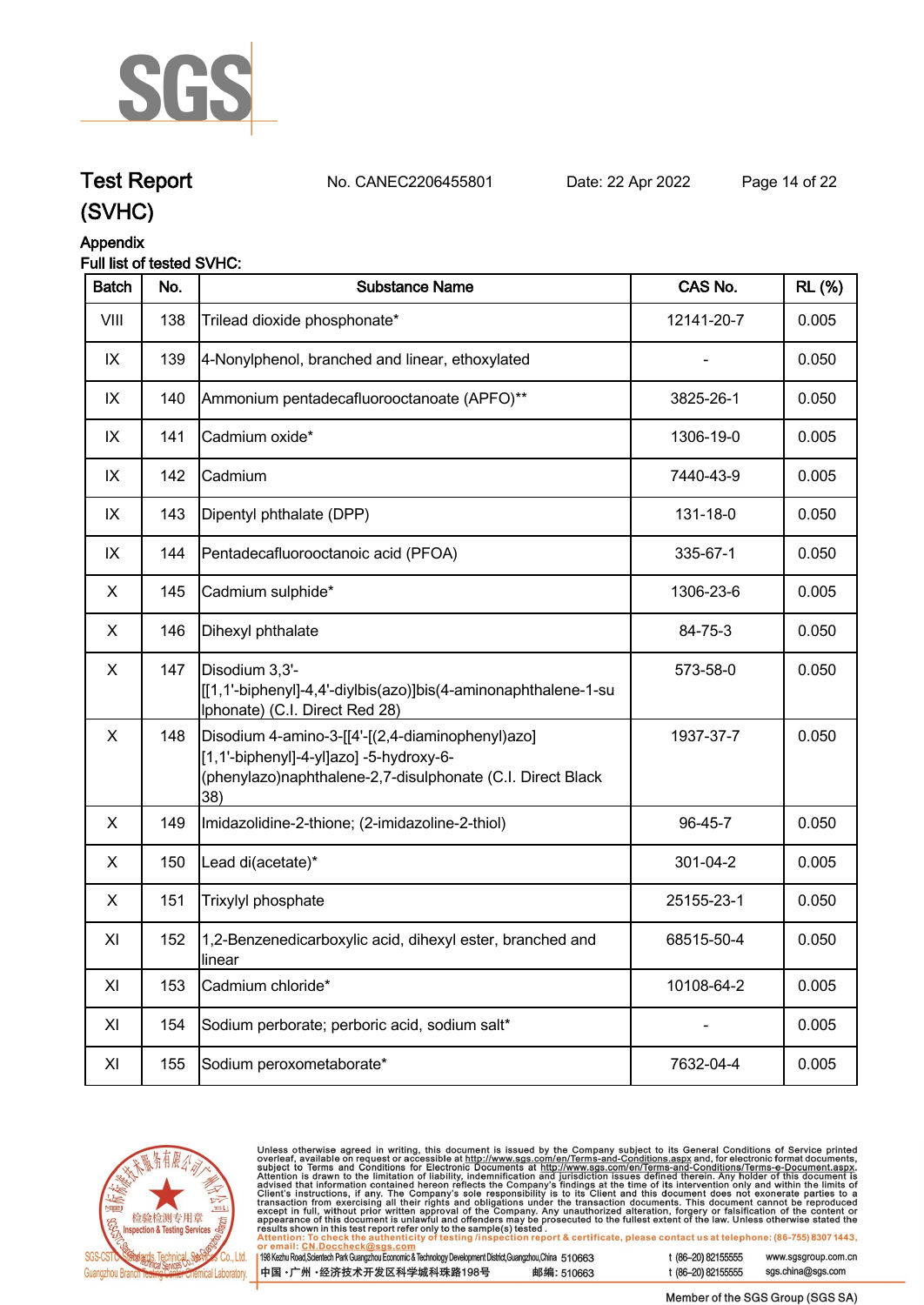# Test Report (SVHC)

No. CANEC2206455801 Date: 22 Apr 2022

## Appendix

Full list of tested SVHC:

| Batch | No. | Substance Name | CAS No. | RL (%) |
|---|---|---|---|---|
| VIII | 138 | Trilead dioxide phosphonate* | 12141-20-7 | 0.005 |
| IX | 139 | 4-Nonylphenol, branched and linear, ethoxylated | - | 0.050 |
| IX | 140 | Ammonium pentadecafluorooctanoate (APFO)** | 3825-26-1 | 0.050 |
| IX | 141 | Cadmium oxide* | 1306-19-0 | 0.005 |
| IX | 142 | Cadmium | 7440-43-9 | 0.005 |
| IX | 143 | Dipentyl phthalate (DPP) | 131-18-0 | 0.050 |
| IX | 144 | Pentadecafluorooctanoic acid (PFOA) | 335-67-1 | 0.050 |
| X | 145 | Cadmium sulphide* | 1306-23-6 | 0.005 |
| X | 146 | Dihexyl phthalate | 84-75-3 | 0.050 |
| X | 147 | Disodium 3,3'-[[1,1'-biphenyl]-4,4'-diylbis(azo)]bis(4-aminonaphthalene-1-sulphonate) (C.I. Direct Red 28) | 573-58-0 | 0.050 |
| X | 148 | Disodium 4-amino-3-[[4'-[(2,4-diaminophenyl)azo][1,1'-biphenyl]-4-yl]azo] -5-hydroxy-6-(phenylazo)naphthalene-2,7-disulphonate (C.I. Direct Black 38) | 1937-37-7 | 0.050 |
| X | 149 | Imidazolidine-2-thione; (2-imidazoline-2-thiol) | 96-45-7 | 0.050 |
| X | 150 | Lead di(acetate)* | 301-04-2 | 0.005 |
| X | 151 | Trixylyl phosphate | 25155-23-1 | 0.050 |
| XI | 152 | 1,2-Benzenedicarboxylic acid, dihexyl ester, branched and linear | 68515-50-4 | 0.050 |
| XI | 153 | Cadmium chloride* | 10108-64-2 | 0.005 |
| XI | 154 | Sodium perborate; perboric acid, sodium salt* | - | 0.005 |
| XI | 155 | Sodium peroxometaborate* | 7632-04-4 | 0.005 |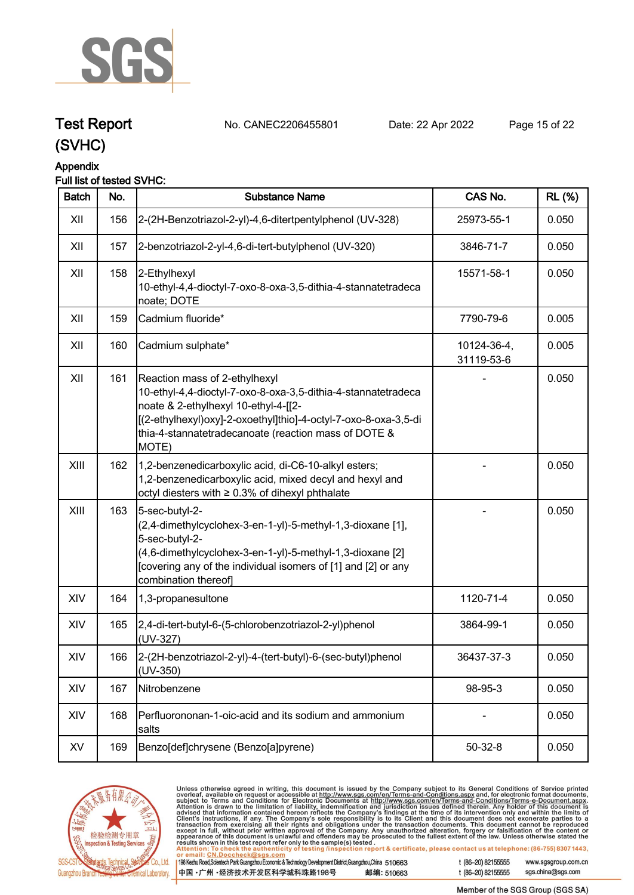# Test Report (SVHC)

No. CANEC2206455801 Date: 22 Apr 2022

## Appendix

### Full list of tested SVHC:

| Batch | No. | Substance Name | CAS No. | RL (%) |
|---|---|---|---|---|
| XII | 156 | 2-(2H-Benzotriazol-2-yl)-4,6-ditertpentylphenol (UV-328) | 25973-55-1 | 0.050 |
| XII | 157 | 2-benzotriazol-2-yl-4,6-di-tert-butylphenol (UV-320) | 3846-71-7 | 0.050 |
| XII | 158 | 2-Ethylhexyl 10-ethyl-4,4-dioctyl-7-oxo-8-oxa-3,5-dithia-4-stannatetradecanoate; DOTE | 15571-58-1 | 0.050 |
| XII | 159 | Cadmium fluoride* | 7790-79-6 | 0.005 |
| XII | 160 | Cadmium sulphate* | 10124-36-4, 31119-53-6 | 0.005 |
| XII | 161 | Reaction mass of 2-ethylhexyl 10-ethyl-4,4-dioctyl-7-oxo-8-oxa-3,5-dithia-4-stannatetradecanoate & 2-ethylhexyl 10-ethyl-4-[[2-[(2-ethylhexyl)oxy]-2-oxoethyl]thio]-4-octyl-7-oxo-8-oxa-3,5-dithia-4-stannatetradecanoate (reaction mass of DOTE & MOTE) | - | 0.050 |
| XIII | 162 | 1,2-benzenedicarboxylic acid, di-C6-10-alkyl esters; 1,2-benzenedicarboxylic acid, mixed decyl and hexyl and octyl diesters with ≥ 0.3% of dihexyl phthalate | - | 0.050 |
| XIII | 163 | 5-sec-butyl-2-(2,4-dimethylcyclohex-3-en-1-yl)-5-methyl-1,3-dioxane [1], 5-sec-butyl-2-(4,6-dimethylcyclohex-3-en-1-yl)-5-methyl-1,3-dioxane [2] [covering any of the individual isomers of [1] and [2] or any combination thereof] | - | 0.050 |
| XIV | 164 | 1,3-propanesultone | 1120-71-4 | 0.050 |
| XIV | 165 | 2,4-di-tert-butyl-6-(5-chlorobenzotriazol-2-yl)phenol (UV-327) | 3864-99-1 | 0.050 |
| XIV | 166 | 2-(2H-benzotriazol-2-yl)-4-(tert-butyl)-6-(sec-butyl)phenol (UV-350) | 36437-37-3 | 0.050 |
| XIV | 167 | Nitrobenzene | 98-95-3 | 0.050 |
| XIV | 168 | Perfluorononan-1-oic-acid and its sodium and ammonium salts | - | 0.050 |
| XV | 169 | Benzo[def]chrysene (Benzo[a]pyrene) | 50-32-8 | 0.050 |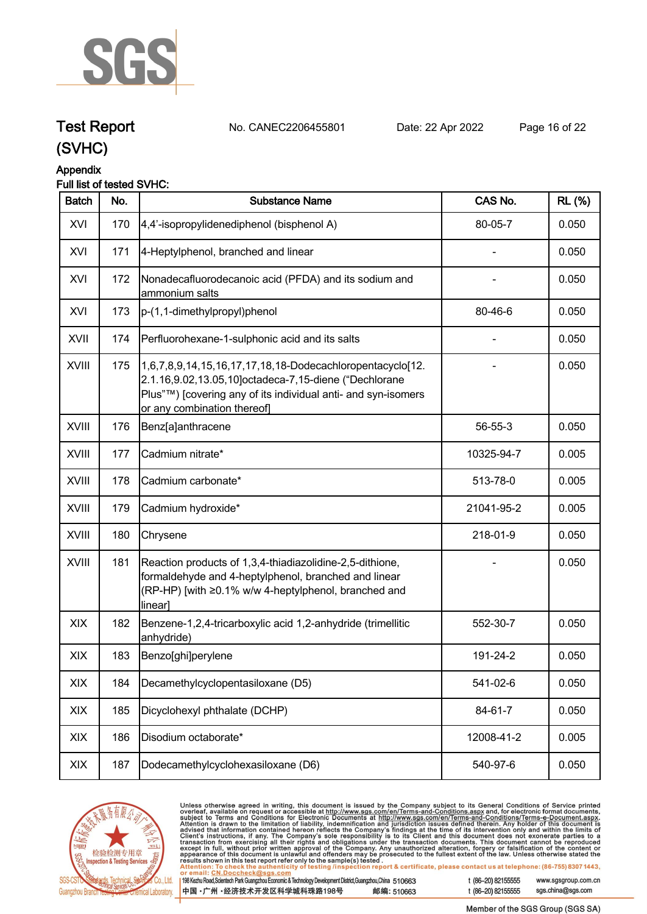**Test Report** No. CANEC2206455801 Date: 22 Apr 2022

**(SVHC)**

**Appendix**

**Full list of tested SVHC:**

| Batch | No. | Substance Name | CAS No. | RL (%) |
|---|---|---|---|---|
| XVI | 170 | 4,4'-isopropylidenediphenol (bisphenol A) | 80-05-7 | 0.050 |
| XVI | 171 | 4-Heptylphenol, branched and linear | - | 0.050 |
| XVI | 172 | Nonadecafluorodecanoic acid (PFDA) and its sodium and ammonium salts | - | 0.050 |
| XVI | 173 | p-(1,1-dimethylpropyl)phenol | 80-46-6 | 0.050 |
| XVII | 174 | Perfluorohexane-1-sulphonic acid and its salts | - | 0.050 |
| XVIII | 175 | 1,6,7,8,9,14,15,16,17,17,18,18-Dodecachloropentacyclo[12.2.1.16,9.02,13.05,10]octadeca-7,15-diene ("Dechlorane Plus"™) [covering any of its individual anti- and syn-isomers or any combination thereof] | - | 0.050 |
| XVIII | 176 | Benz[a]anthracene | 56-55-3 | 0.050 |
| XVIII | 177 | Cadmium nitrate* | 10325-94-7 | 0.005 |
| XVIII | 178 | Cadmium carbonate* | 513-78-0 | 0.005 |
| XVIII | 179 | Cadmium hydroxide* | 21041-95-2 | 0.005 |
| XVIII | 180 | Chrysene | 218-01-9 | 0.050 |
| XVIII | 181 | Reaction products of 1,3,4-thiadiazolidine-2,5-dithione, formaldehyde and 4-heptylphenol, branched and linear (RP-HP) [with ≥0.1% w/w 4-heptylphenol, branched and linear] | - | 0.050 |
| XIX | 182 | Benzene-1,2,4-tricarboxylic acid 1,2-anhydride (trimellitic anhydride) | 552-30-7 | 0.050 |
| XIX | 183 | Benzo[ghi]perylene | 191-24-2 | 0.050 |
| XIX | 184 | Decamethylcyclopentasiloxane (D5) | 541-02-6 | 0.050 |
| XIX | 185 | Dicyclohexyl phthalate (DCHP) | 84-61-7 | 0.050 |
| XIX | 186 | Disodium octaborate* | 12008-41-2 | 0.005 |
| XIX | 187 | Dodecamethylcyclohexasiloxane (D6) | 540-97-6 | 0.050 |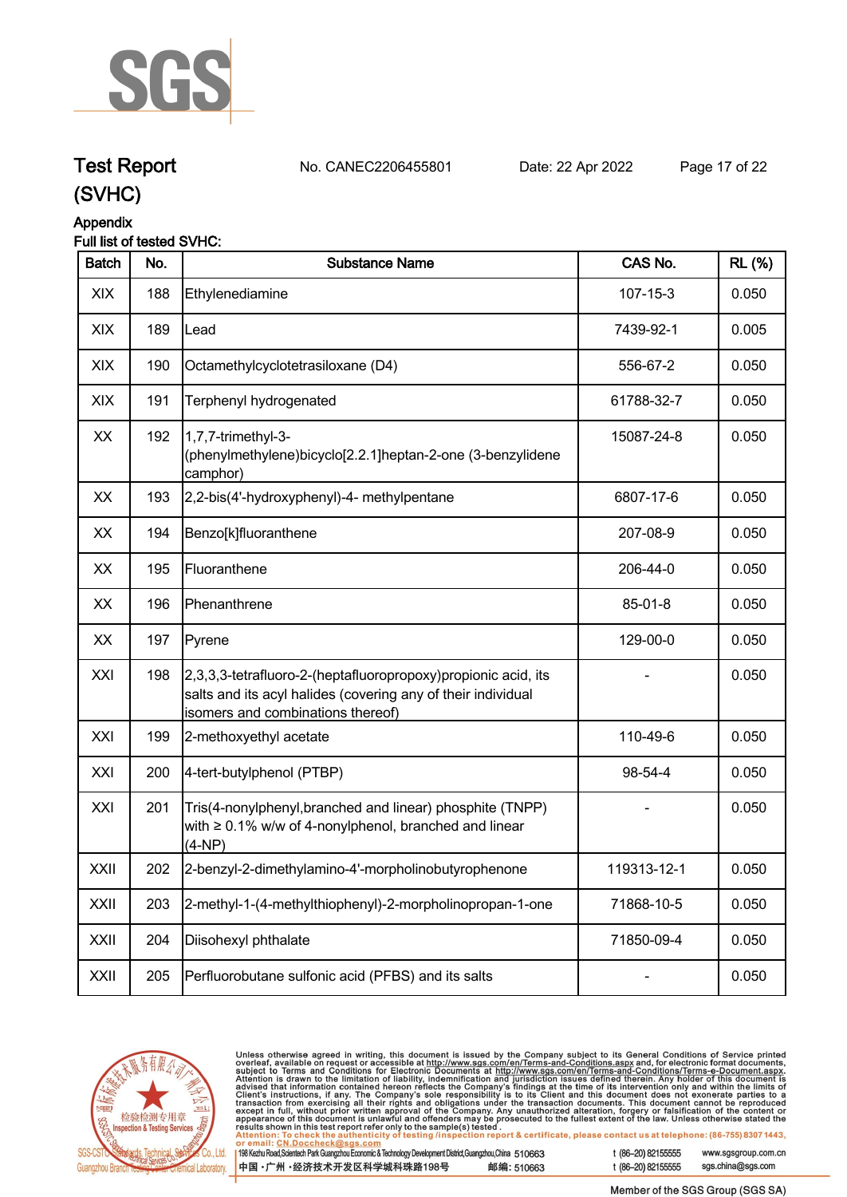# Test Report (SVHC)

No. CANEC2206455801 Date: 22 Apr 2022

## Appendix

Full list of tested SVHC:

| Batch | No. | Substance Name | CAS No. | RL (%) |
|---|---|---|---|---|
| XIX | 188 | Ethylenediamine | 107-15-3 | 0.050 |
| XIX | 189 | Lead | 7439-92-1 | 0.005 |
| XIX | 190 | Octamethylcyclotetrasiloxane (D4) | 556-67-2 | 0.050 |
| XIX | 191 | Terphenyl hydrogenated | 61788-32-7 | 0.050 |
| XX | 192 | 1,7,7-trimethyl-3-(phenylmethylene)bicyclo[2.2.1]heptan-2-one (3-benzylidene camphor) | 15087-24-8 | 0.050 |
| XX | 193 | 2,2-bis(4'-hydroxyphenyl)-4- methylpentane | 6807-17-6 | 0.050 |
| XX | 194 | Benzo[k]fluoranthene | 207-08-9 | 0.050 |
| XX | 195 | Fluoranthene | 206-44-0 | 0.050 |
| XX | 196 | Phenanthrene | 85-01-8 | 0.050 |
| XX | 197 | Pyrene | 129-00-0 | 0.050 |
| XXI | 198 | 2,3,3,3-tetrafluoro-2-(heptafluoropropoxy)propionic acid, its salts and its acyl halides (covering any of their individual isomers and combinations thereof) | - | 0.050 |
| XXI | 199 | 2-methoxyethyl acetate | 110-49-6 | 0.050 |
| XXI | 200 | 4-tert-butylphenol (PTBP) | 98-54-4 | 0.050 |
| XXI | 201 | Tris(4-nonylphenyl,branched and linear) phosphite (TNPP) with ≥ 0.1% w/w of 4-nonylphenol, branched and linear (4-NP) | - | 0.050 |
| XXII | 202 | 2-benzyl-2-dimethylamino-4'-morpholinobutyrophenone | 119313-12-1 | 0.050 |
| XXII | 203 | 2-methyl-1-(4-methylthiophenyl)-2-morpholinopropan-1-one | 71868-10-5 | 0.050 |
| XXII | 204 | Diisohexyl phthalate | 71850-09-4 | 0.050 |
| XXII | 205 | Perfluorobutane sulfonic acid (PFBS) and its salts | - | 0.050 |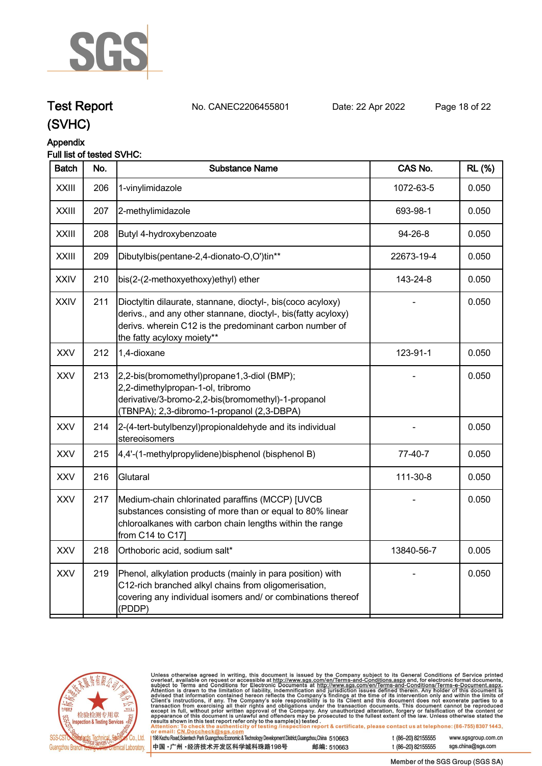## Test Report (SVHC)

No. CANEC2206455801 Date: 22 Apr 2022

### Appendix

Full list of tested SVHC:

| Batch | No. | Substance Name | CAS No. | RL (%) |
|---|---|---|---|---|
| XXIII | 206 | 1-vinylimidazole | 1072-63-5 | 0.050 |
| XXIII | 207 | 2-methylimidazole | 693-98-1 | 0.050 |
| XXIII | 208 | Butyl 4-hydroxybenzoate | 94-26-8 | 0.050 |
| XXIII | 209 | Dibutylbis(pentane-2,4-dionato-O,O')tin** | 22673-19-4 | 0.050 |
| XXIV | 210 | bis(2-(2-methoxyethoxy)ethyl) ether | 143-24-8 | 0.050 |
| XXIV | 211 | Dioctyltin dilaurate, stannane, dioctyl-, bis(coco acyloxy) derivs., and any other stannane, dioctyl-, bis(fatty acyloxy) derivs. wherein C12 is the predominant carbon number of the fatty acyloxy moiety** | - | 0.050 |
| XXV | 212 | 1,4-dioxane | 123-91-1 | 0.050 |
| XXV | 213 | 2,2-bis(bromomethyl)propane1,3-diol (BMP); 2,2-dimethylpropan-1-ol, tribromo derivative/3-bromo-2,2-bis(bromomethyl)-1-propanol (TBNPA); 2,3-dibromo-1-propanol (2,3-DBPA) | - | 0.050 |
| XXV | 214 | 2-(4-tert-butylbenzyl)propionaldehyde and its individual stereoisomers | - | 0.050 |
| XXV | 215 | 4,4'-(1-methylpropylidene)bisphenol (bisphenol B) | 77-40-7 | 0.050 |
| XXV | 216 | Glutaral | 111-30-8 | 0.050 |
| XXV | 217 | Medium-chain chlorinated paraffins (MCCP) [UVCB substances consisting of more than or equal to 80% linear chloroalkanes with carbon chain lengths within the range from C14 to C17] | - | 0.050 |
| XXV | 218 | Orthoboric acid, sodium salt* | 13840-56-7 | 0.005 |
| XXV | 219 | Phenol, alkylation products (mainly in para position) with C12-rich branched alkyl chains from oligomerisation, covering any individual isomers and/ or combinations thereof (PDDP) | - | 0.050 |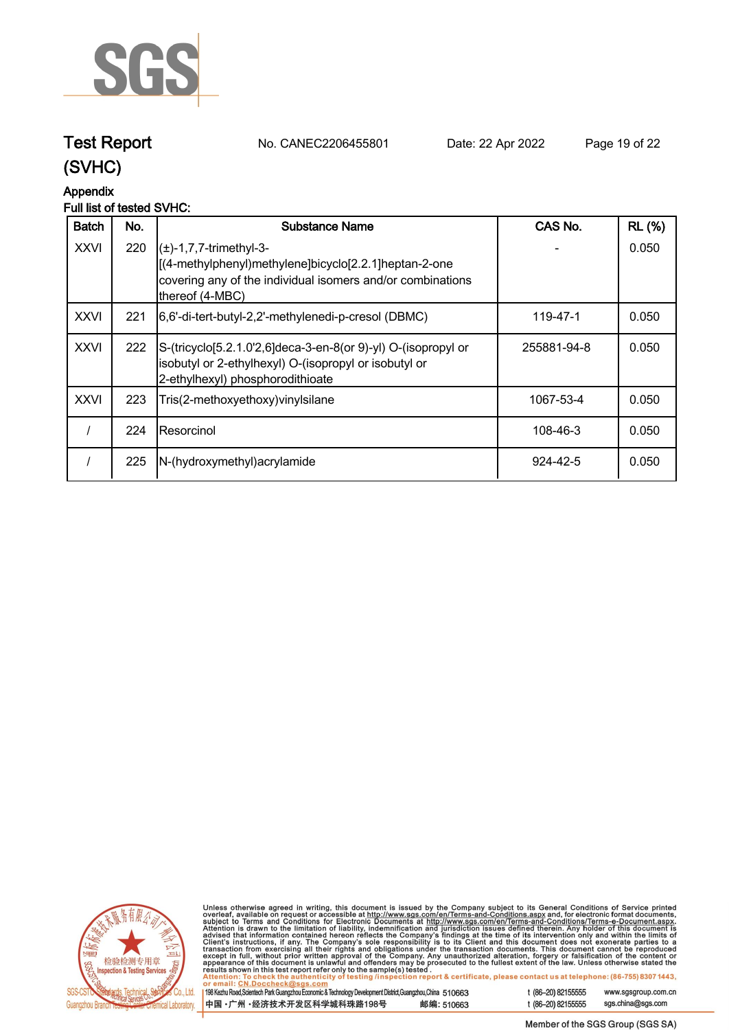## Appendix

Full list of tested SVHC:

| Batch | No. | Substance Name | CAS No. | RL (%) |
|---|---|---|---|---|
| XXVI | 220 | (±)-1,7,7-trimethyl-3-[(4-methylphenyl)methylene]bicyclo[2.2.1]heptan-2-one covering any of the individual isomers and/or combinations thereof (4-MBC) | - | 0.050 |
| XXVI | 221 | 6,6'-di-tert-butyl-2,2'-methylenedi-p-cresol (DBMC) | 119-47-1 | 0.050 |
| XXVI | 222 | S-(tricyclo[5.2.1.0'2,6]deca-3-en-8(or 9)-yl) O-(isopropyl or isobutyl or 2-ethylhexyl) O-(isopropyl or isobutyl or 2-ethylhexyl) phosphorodithioate | 255881-94-8 | 0.050 |
| XXVI | 223 | Tris(2-methoxyethoxy)vinylsilane | 1067-53-4 | 0.050 |
| / | 224 | Resorcinol | 108-46-3 | 0.050 |
| / | 225 | N-(hydroxymethyl)acrylamide | 924-42-5 | 0.050 |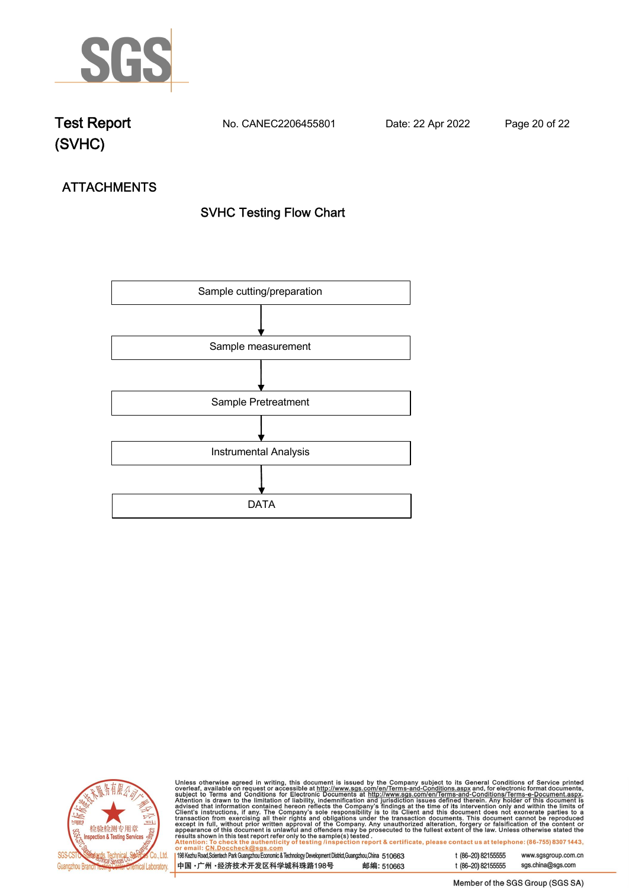## ATTACHMENTS

### SVHC Testing Flow Chart

Sample cutting/preparation

↓

Sample measurement

↓

Sample Pretreatment

↓

Instrumental Analysis

↓

DATA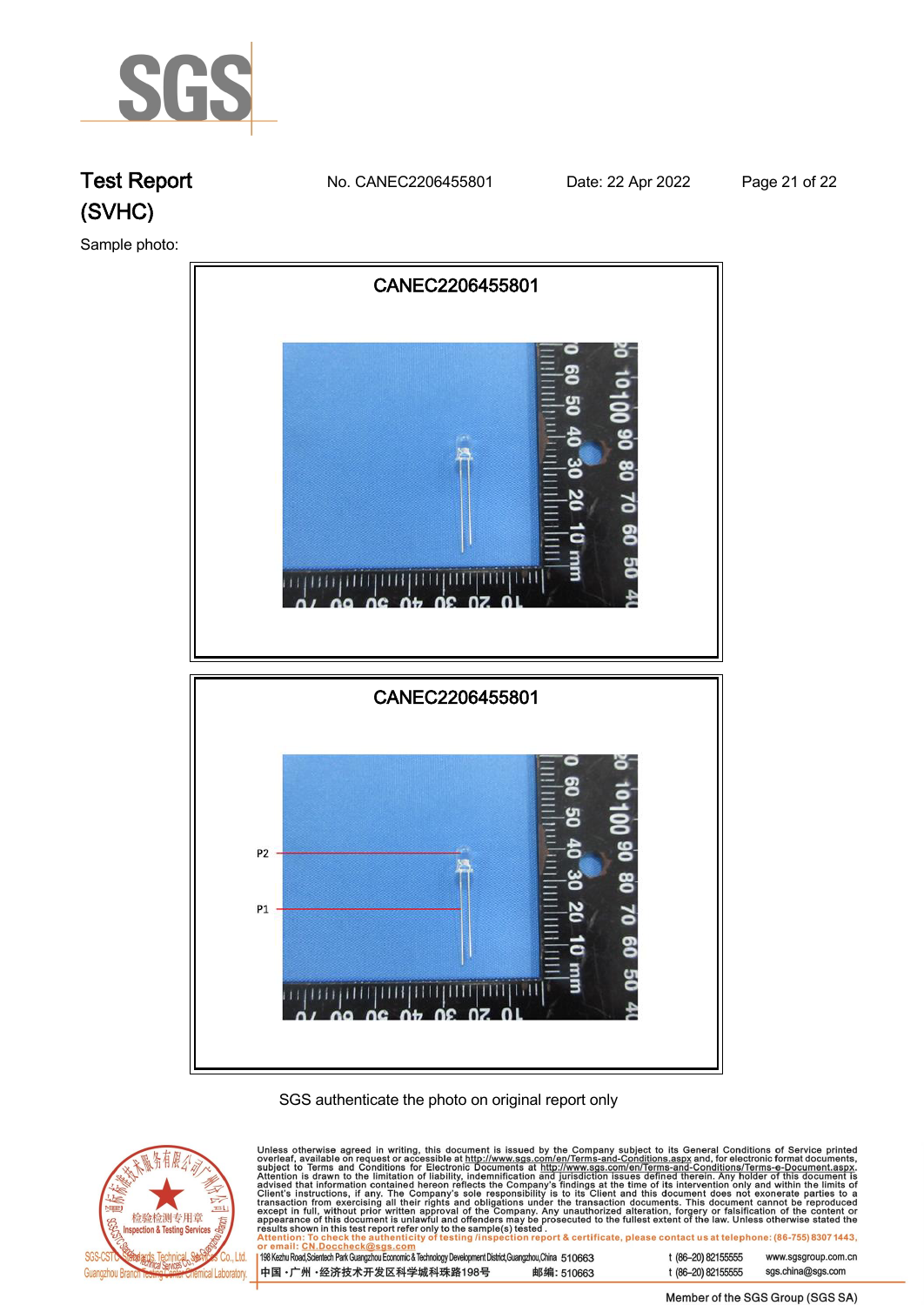# Test Report (SVHC)

No. CANEC2206455801 Date: 22 Apr 2022

Sample photo:

CANEC2206455801

CANEC2206455801

P2

P1

SGS authenticate the photo on original report only

Unless otherwise agreed in writing, this document is issued by the Company subject to its General Conditions of Service printed overleaf, available on request or accessible at http://www.sgs.com/en/Terms-and-Conditions.aspx and, for electronic format documents, subject to Terms and Conditions for Electronic Documents at http://www.sgs.com/en/Terms-and-Conditions/Terms-e-Document.aspx. Attention is drawn to the limitation of liability, indemnification and jurisdiction issues defined therein. Any holder of this document is advised that information contained hereon reflects the Company's findings at the time of its intervention only and within the limits of Client's instructions, if any. The Company's sole responsibility is to its Client and this document does not exonerate parties to a transaction from exercising all their rights and obligations under the transaction documents. This document cannot be reproduced except in full, without prior written approval of the Company. Any unauthorized alteration, forgery or falsification of the content or appearance of this document is unlawful and offenders may be prosecuted to the fullest extent of the law. Unless otherwise stated the results shown in this test report refer only to the sample(s) tested.

Attention: To check the authenticity of testing /inspection report & certificate, please contact us at telephone: (86-755) 8307 1443, or email: CN.Doccheck@sgs.com

SGS-CSTC Standards Technical Services Co., Ltd. Guangzhou Branch Testing Center Chemical Laboratory.

198 Kezhu Road,Scientech Park Guangzhou Economic & Technology Development District,Guangzhou,China 510663 t (86–20) 82155555 www.sgsgroup.com.cn

中国 ·广州 ·经济技术开发区科学城科珠路198号 邮编: 510663 t (86–20) 82155555 sgs.china@sgs.com

Member of the SGS Group (SGS SA)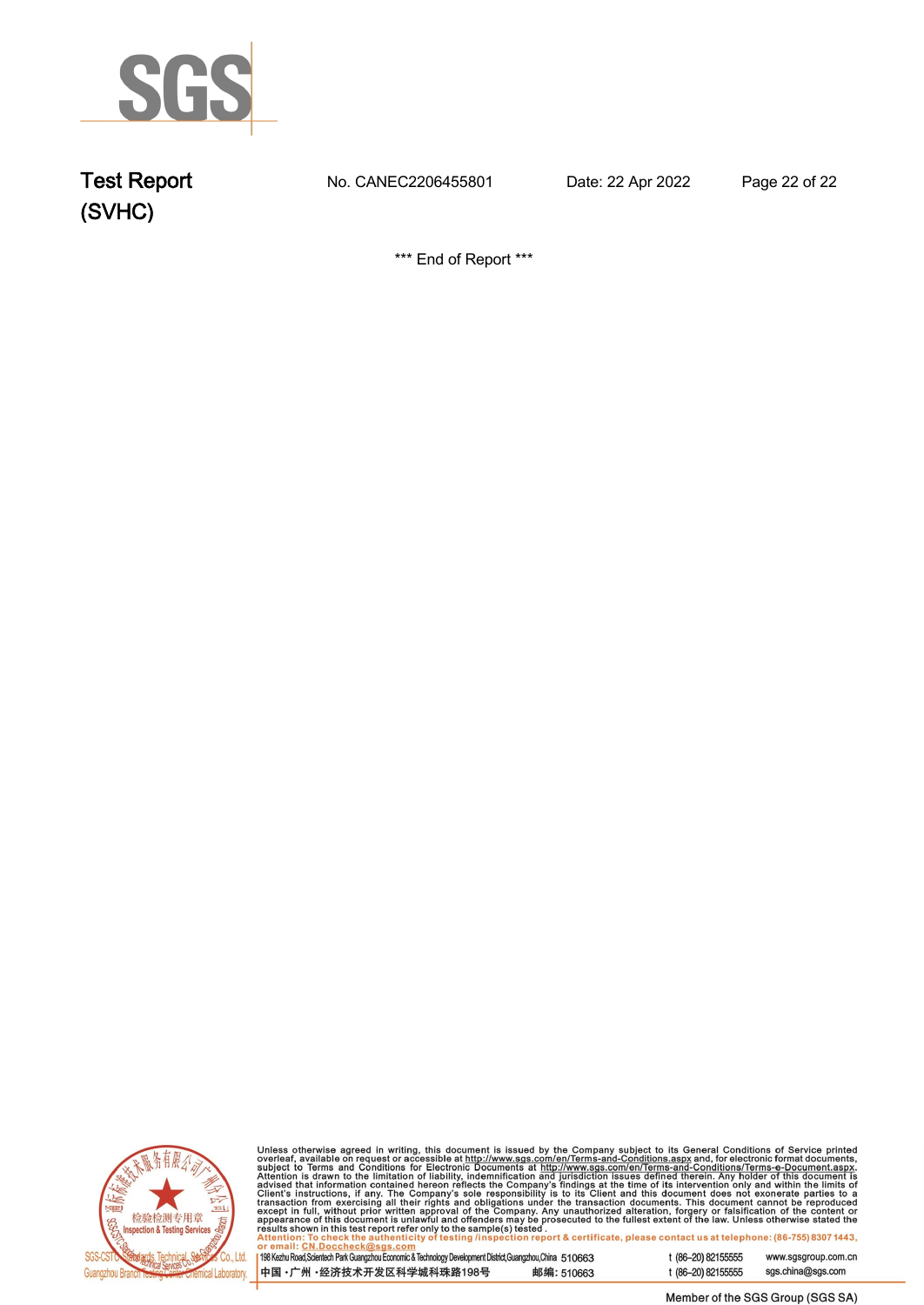*** End of Report ***